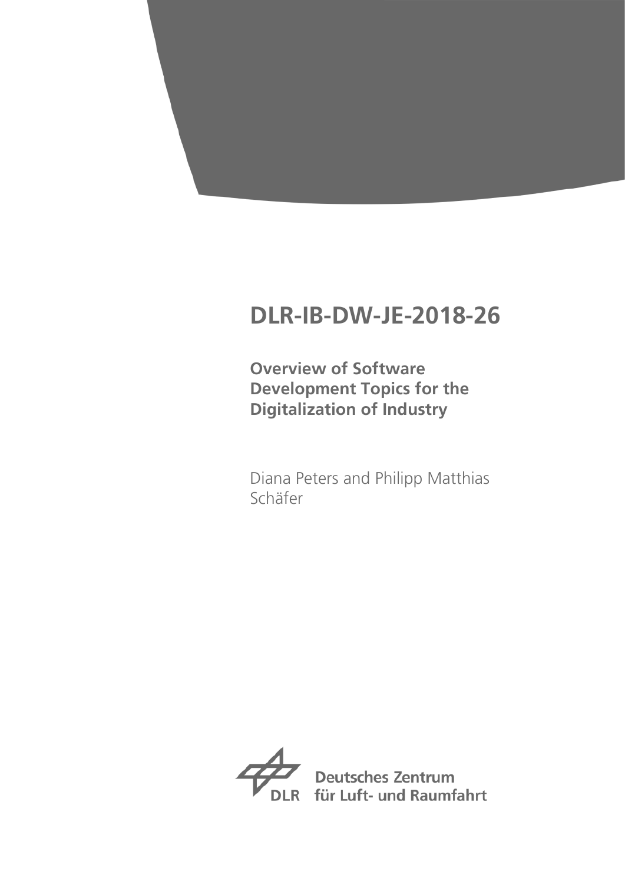# DLR-IB-DW-JE-2018-26

## Overview of Software Development Topics for the Digitalization of Industry

Diana Peters and Philipp Matthias Schäfer

Deutsches Zentrum für Luft- und Raumfahrt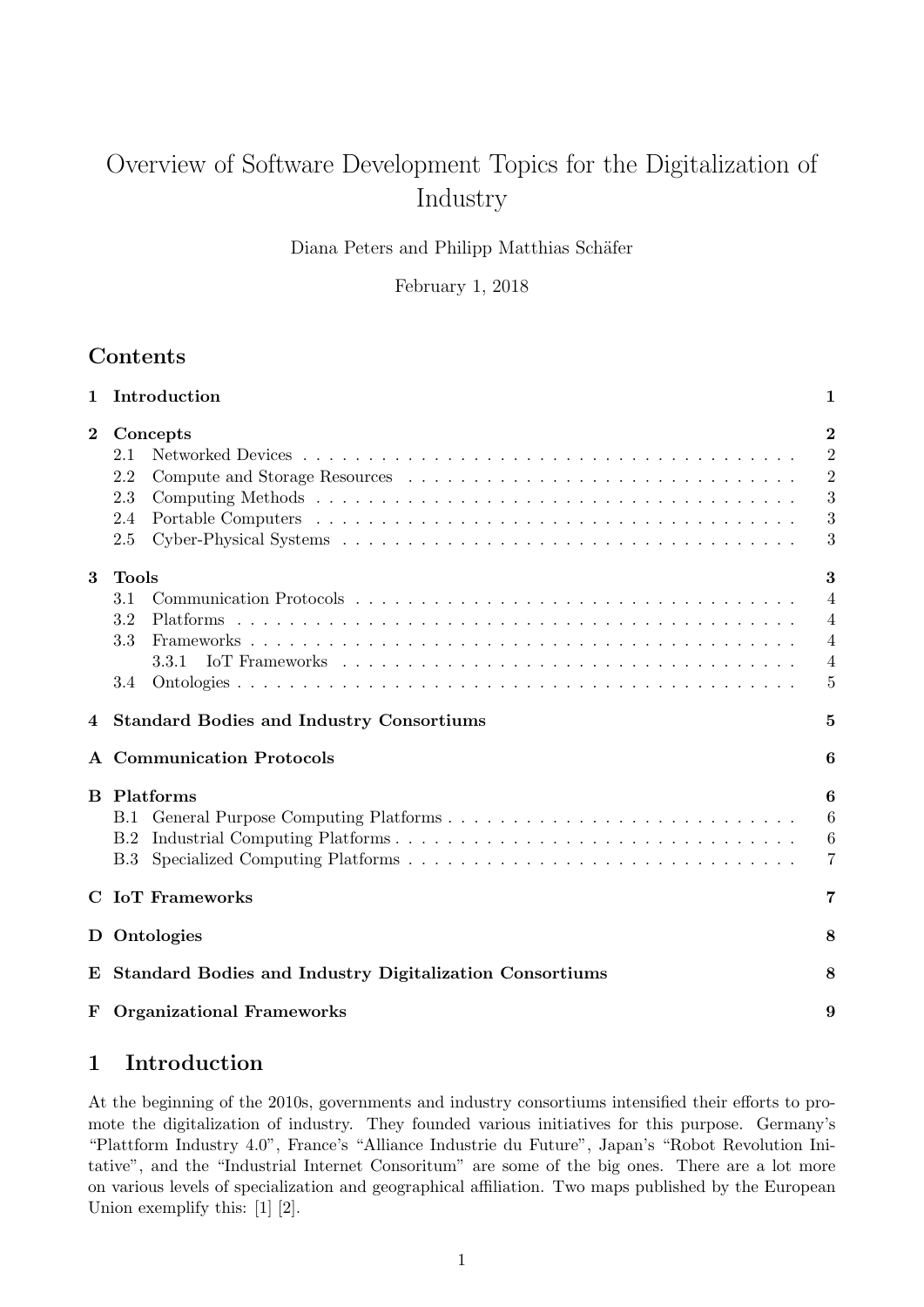# Overview of Software Development Topics for the Digitalization of Industry

Diana Peters and Philipp Matthias Schäfer

February 1, 2018

## Contents

- **1 Introduction** — 1
- **2 Concepts** — 2
  - 2.1 Networked Devices — 2
  - 2.2 Compute and Storage Resources — 2
  - 2.3 Computing Methods — 3
  - 2.4 Portable Computers — 3
  - 2.5 Cyber-Physical Systems — 3
- **3 Tools** — 3
  - 3.1 Communication Protocols — 4
  - 3.2 Platforms — 4
  - 3.3 Frameworks — 4
    - 3.3.1 IoT Frameworks — 4
  - 3.4 Ontologies — 5
- **4 Standard Bodies and Industry Consortiums** — 5
- **A Communication Protocols** — 6
- **B Platforms** — 6
  - B.1 General Purpose Computing Platforms — 6
  - B.2 Industrial Computing Platforms — 6
  - B.3 Specialized Computing Platforms — 7
- **C IoT Frameworks** — 7
- **D Ontologies** — 8
- **E Standard Bodies and Industry Digitalization Consortiums** — 8
- **F Organizational Frameworks** — 9

## 1 Introduction

At the beginning of the 2010s, governments and industry consortiums intensified their efforts to promote the digitalization of industry. They founded various initiatives for this purpose. Germany's "Plattform Industry 4.0", France's "Alliance Industrie du Future", Japan's "Robot Revolution Initative", and the "Industrial Internet Consoritum" are some of the big ones. There are a lot more on various levels of specialization and geographical affiliation. Two maps published by the European Union exemplify this: [1] [2].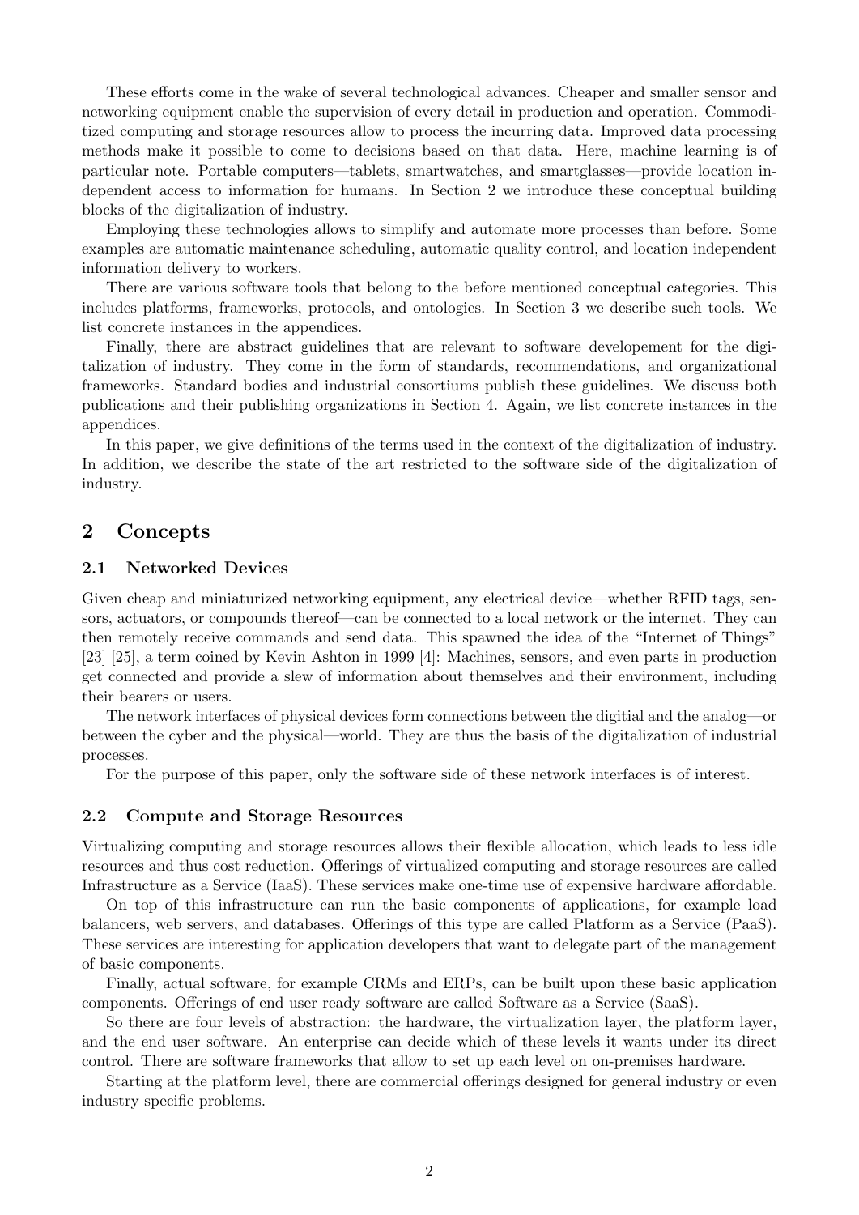These efforts come in the wake of several technological advances. Cheaper and smaller sensor and networking equipment enable the supervision of every detail in production and operation. Commoditized computing and storage resources allow to process the incurring data. Improved data processing methods make it possible to come to decisions based on that data. Here, machine learning is of particular note. Portable computers—tablets, smartwatches, and smartglasses—provide location independent access to information for humans. In Section 2 we introduce these conceptual building blocks of the digitalization of industry.

Employing these technologies allows to simplify and automate more processes than before. Some examples are automatic maintenance scheduling, automatic quality control, and location independent information delivery to workers.

There are various software tools that belong to the before mentioned conceptual categories. This includes platforms, frameworks, protocols, and ontologies. In Section 3 we describe such tools. We list concrete instances in the appendices.

Finally, there are abstract guidelines that are relevant to software developement for the digitalization of industry. They come in the form of standards, recommendations, and organizational frameworks. Standard bodies and industrial consortiums publish these guidelines. We discuss both publications and their publishing organizations in Section 4. Again, we list concrete instances in the appendices.

In this paper, we give definitions of the terms used in the context of the digitalization of industry. In addition, we describe the state of the art restricted to the software side of the digitalization of industry.

## 2 Concepts

### 2.1 Networked Devices

Given cheap and miniaturized networking equipment, any electrical device—whether RFID tags, sensors, actuators, or compounds thereof—can be connected to a local network or the internet. They can then remotely receive commands and send data. This spawned the idea of the "Internet of Things" [23] [25], a term coined by Kevin Ashton in 1999 [4]: Machines, sensors, and even parts in production get connected and provide a slew of information about themselves and their environment, including their bearers or users.

The network interfaces of physical devices form connections between the digitial and the analog—or between the cyber and the physical—world. They are thus the basis of the digitalization of industrial processes.

For the purpose of this paper, only the software side of these network interfaces is of interest.

### 2.2 Compute and Storage Resources

Virtualizing computing and storage resources allows their flexible allocation, which leads to less idle resources and thus cost reduction. Offerings of virtualized computing and storage resources are called Infrastructure as a Service (IaaS). These services make one-time use of expensive hardware affordable.

On top of this infrastructure can run the basic components of applications, for example load balancers, web servers, and databases. Offerings of this type are called Platform as a Service (PaaS). These services are interesting for application developers that want to delegate part of the management of basic components.

Finally, actual software, for example CRMs and ERPs, can be built upon these basic application components. Offerings of end user ready software are called Software as a Service (SaaS).

So there are four levels of abstraction: the hardware, the virtualization layer, the platform layer, and the end user software. An enterprise can decide which of these levels it wants under its direct control. There are software frameworks that allow to set up each level on on-premises hardware.

Starting at the platform level, there are commercial offerings designed for general industry or even industry specific problems.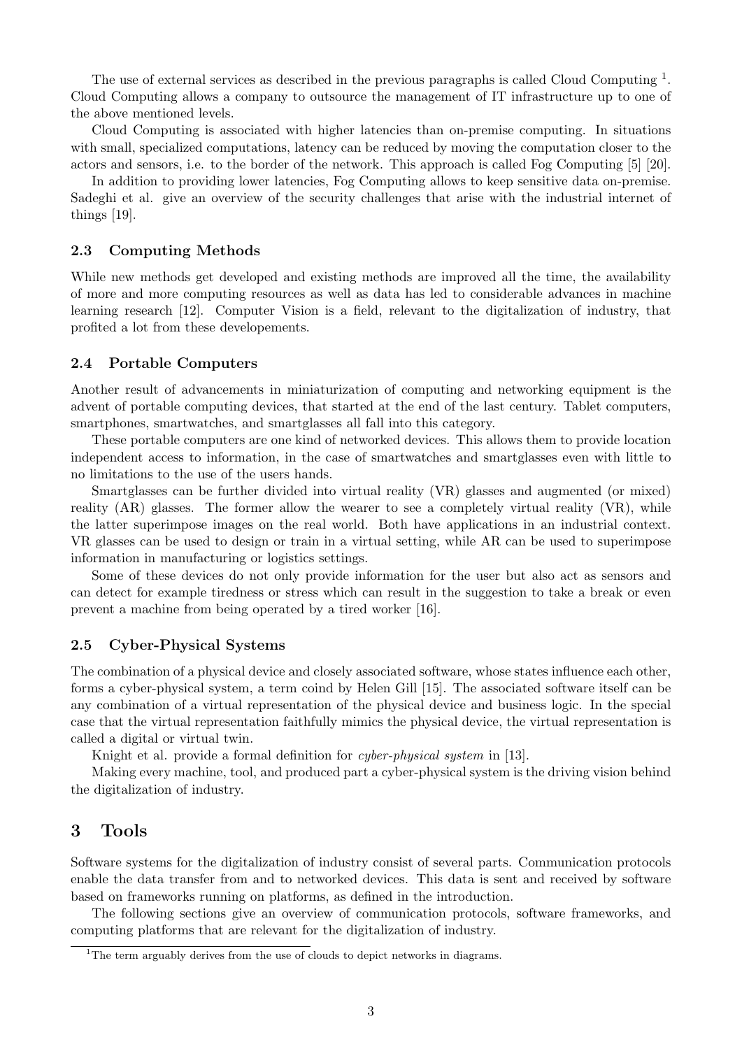The use of external services as described in the previous paragraphs is called Cloud Computing [1]. Cloud Computing allows a company to outsource the management of IT infrastructure up to one of the above mentioned levels.

Cloud Computing is associated with higher latencies than on-premise computing. In situations with small, specialized computations, latency can be reduced by moving the computation closer to the actors and sensors, i.e. to the border of the network. This approach is called Fog Computing [5] [20].

In addition to providing lower latencies, Fog Computing allows to keep sensitive data on-premise. Sadeghi et al. give an overview of the security challenges that arise with the industrial internet of things [19].

### 2.3 Computing Methods

While new methods get developed and existing methods are improved all the time, the availability of more and more computing resources as well as data has led to considerable advances in machine learning research [12]. Computer Vision is a field, relevant to the digitalization of industry, that profited a lot from these developements.

### 2.4 Portable Computers

Another result of advancements in miniaturization of computing and networking equipment is the advent of portable computing devices, that started at the end of the last century. Tablet computers, smartphones, smartwatches, and smartglasses all fall into this category.

These portable computers are one kind of networked devices. This allows them to provide location independent access to information, in the case of smartwatches and smartglasses even with little to no limitations to the use of the users hands.

Smartglasses can be further divided into virtual reality (VR) glasses and augmented (or mixed) reality (AR) glasses. The former allow the wearer to see a completely virtual reality (VR), while the latter superimpose images on the real world. Both have applications in an industrial context. VR glasses can be used to design or train in a virtual setting, while AR can be used to superimpose information in manufacturing or logistics settings.

Some of these devices do not only provide information for the user but also act as sensors and can detect for example tiredness or stress which can result in the suggestion to take a break or even prevent a machine from being operated by a tired worker [16].

### 2.5 Cyber-Physical Systems

The combination of a physical device and closely associated software, whose states influence each other, forms a cyber-physical system, a term coind by Helen Gill [15]. The associated software itself can be any combination of a virtual representation of the physical device and business logic. In the special case that the virtual representation faithfully mimics the physical device, the virtual representation is called a digital or virtual twin.

Knight et al. provide a formal definition for *cyber-physical system* in [13].

Making every machine, tool, and produced part a cyber-physical system is the driving vision behind the digitalization of industry.

## 3 Tools

Software systems for the digitalization of industry consist of several parts. Communication protocols enable the data transfer from and to networked devices. This data is sent and received by software based on frameworks running on platforms, as defined in the introduction.

The following sections give an overview of communication protocols, software frameworks, and computing platforms that are relevant for the digitalization of industry.

[1] The term arguably derives from the use of clouds to depict networks in diagrams.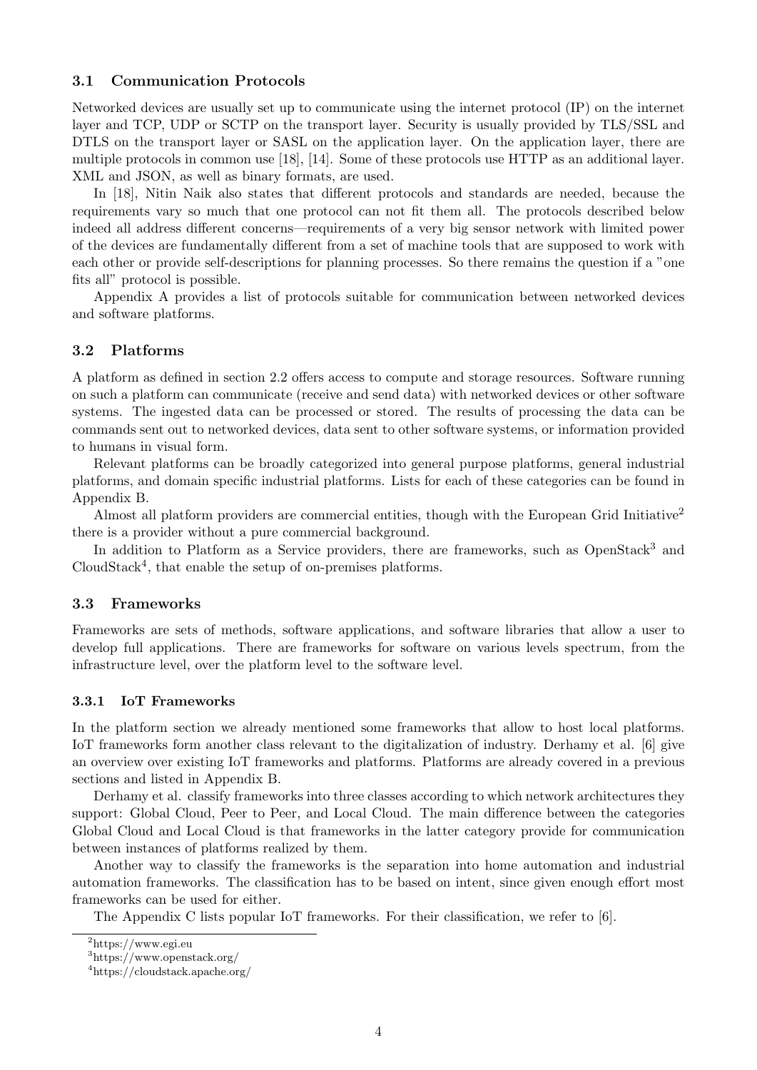### 3.1 Communication Protocols

Networked devices are usually set up to communicate using the internet protocol (IP) on the internet layer and TCP, UDP or SCTP on the transport layer. Security is usually provided by TLS/SSL and DTLS on the transport layer or SASL on the application layer. On the application layer, there are multiple protocols in common use [18], [14]. Some of these protocols use HTTP as an additional layer. XML and JSON, as well as binary formats, are used.

In [18], Nitin Naik also states that different protocols and standards are needed, because the requirements vary so much that one protocol can not fit them all. The protocols described below indeed all address different concerns—requirements of a very big sensor network with limited power of the devices are fundamentally different from a set of machine tools that are supposed to work with each other or provide self-descriptions for planning processes. So there remains the question if a "one fits all" protocol is possible.

Appendix A provides a list of protocols suitable for communication between networked devices and software platforms.

### 3.2 Platforms

A platform as defined in section 2.2 offers access to compute and storage resources. Software running on such a platform can communicate (receive and send data) with networked devices or other software systems. The ingested data can be processed or stored. The results of processing the data can be commands sent out to networked devices, data sent to other software systems, or information provided to humans in visual form.

Relevant platforms can be broadly categorized into general purpose platforms, general industrial platforms, and domain specific industrial platforms. Lists for each of these categories can be found in Appendix B.

Almost all platform providers are commercial entities, though with the European Grid Initiative[2] there is a provider without a pure commercial background.

In addition to Platform as a Service providers, there are frameworks, such as OpenStack[3] and CloudStack[4], that enable the setup of on-premises platforms.

### 3.3 Frameworks

Frameworks are sets of methods, software applications, and software libraries that allow a user to develop full applications. There are frameworks for software on various levels spectrum, from the infrastructure level, over the platform level to the software level.

#### 3.3.1 IoT Frameworks

In the platform section we already mentioned some frameworks that allow to host local platforms. IoT frameworks form another class relevant to the digitalization of industry. Derhamy et al. [6] give an overview over existing IoT frameworks and platforms. Platforms are already covered in a previous sections and listed in Appendix B.

Derhamy et al. classify frameworks into three classes according to which network architectures they support: Global Cloud, Peer to Peer, and Local Cloud. The main difference between the categories Global Cloud and Local Cloud is that frameworks in the latter category provide for communication between instances of platforms realized by them.

Another way to classify the frameworks is the separation into home automation and industrial automation frameworks. The classification has to be based on intent, since given enough effort most frameworks can be used for either.

The Appendix C lists popular IoT frameworks. For their classification, we refer to [6].

[2] https://www.egi.eu

[3] https://www.openstack.org/

[4] https://cloudstack.apache.org/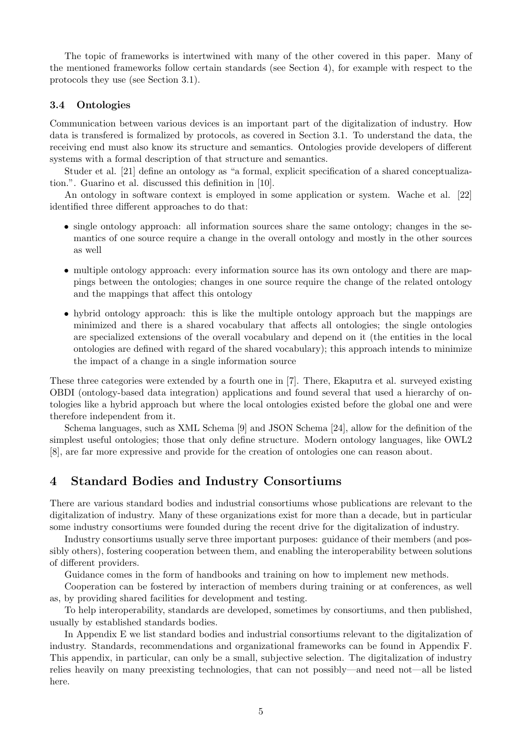The topic of frameworks is intertwined with many of the other covered in this paper. Many of the mentioned frameworks follow certain standards (see Section 4), for example with respect to the protocols they use (see Section 3.1).

### 3.4 Ontologies

Communication between various devices is an important part of the digitalization of industry. How data is transfered is formalized by protocols, as covered in Section 3.1. To understand the data, the receiving end must also know its structure and semantics. Ontologies provide developers of different systems with a formal description of that structure and semantics.

Studer et al. [21] define an ontology as "a formal, explicit specification of a shared conceptualization.". Guarino et al. discussed this definition in [10].

An ontology in software context is employed in some application or system. Wache et al. [22] identified three different approaches to do that:

- single ontology approach: all information sources share the same ontology; changes in the semantics of one source require a change in the overall ontology and mostly in the other sources as well
- multiple ontology approach: every information source has its own ontology and there are mappings between the ontologies; changes in one source require the change of the related ontology and the mappings that affect this ontology
- hybrid ontology approach: this is like the multiple ontology approach but the mappings are minimized and there is a shared vocabulary that affects all ontologies; the single ontologies are specialized extensions of the overall vocabulary and depend on it (the entities in the local ontologies are defined with regard of the shared vocabulary); this approach intends to minimize the impact of a change in a single information source

These three categories were extended by a fourth one in [7]. There, Ekaputra et al. surveyed existing OBDI (ontology-based data integration) applications and found several that used a hierarchy of ontologies like a hybrid approach but where the local ontologies existed before the global one and were therefore independent from it.

Schema languages, such as XML Schema [9] and JSON Schema [24], allow for the definition of the simplest useful ontologies; those that only define structure. Modern ontology languages, like OWL2 [8], are far more expressive and provide for the creation of ontologies one can reason about.

## 4 Standard Bodies and Industry Consortiums

There are various standard bodies and industrial consortiums whose publications are relevant to the digitalization of industry. Many of these organizations exist for more than a decade, but in particular some industry consortiums were founded during the recent drive for the digitalization of industry.

Industry consortiums usually serve three important purposes: guidance of their members (and possibly others), fostering cooperation between them, and enabling the interoperability between solutions of different providers.

Guidance comes in the form of handbooks and training on how to implement new methods.

Cooperation can be fostered by interaction of members during training or at conferences, as well as, by providing shared facilities for development and testing.

To help interoperability, standards are developed, sometimes by consortiums, and then published, usually by established standards bodies.

In Appendix E we list standard bodies and industrial consortiums relevant to the digitalization of industry. Standards, recommendations and organizational frameworks can be found in Appendix F. This appendix, in particular, can only be a small, subjective selection. The digitalization of industry relies heavily on many preexisting technologies, that can not possibly—and need not—all be listed here.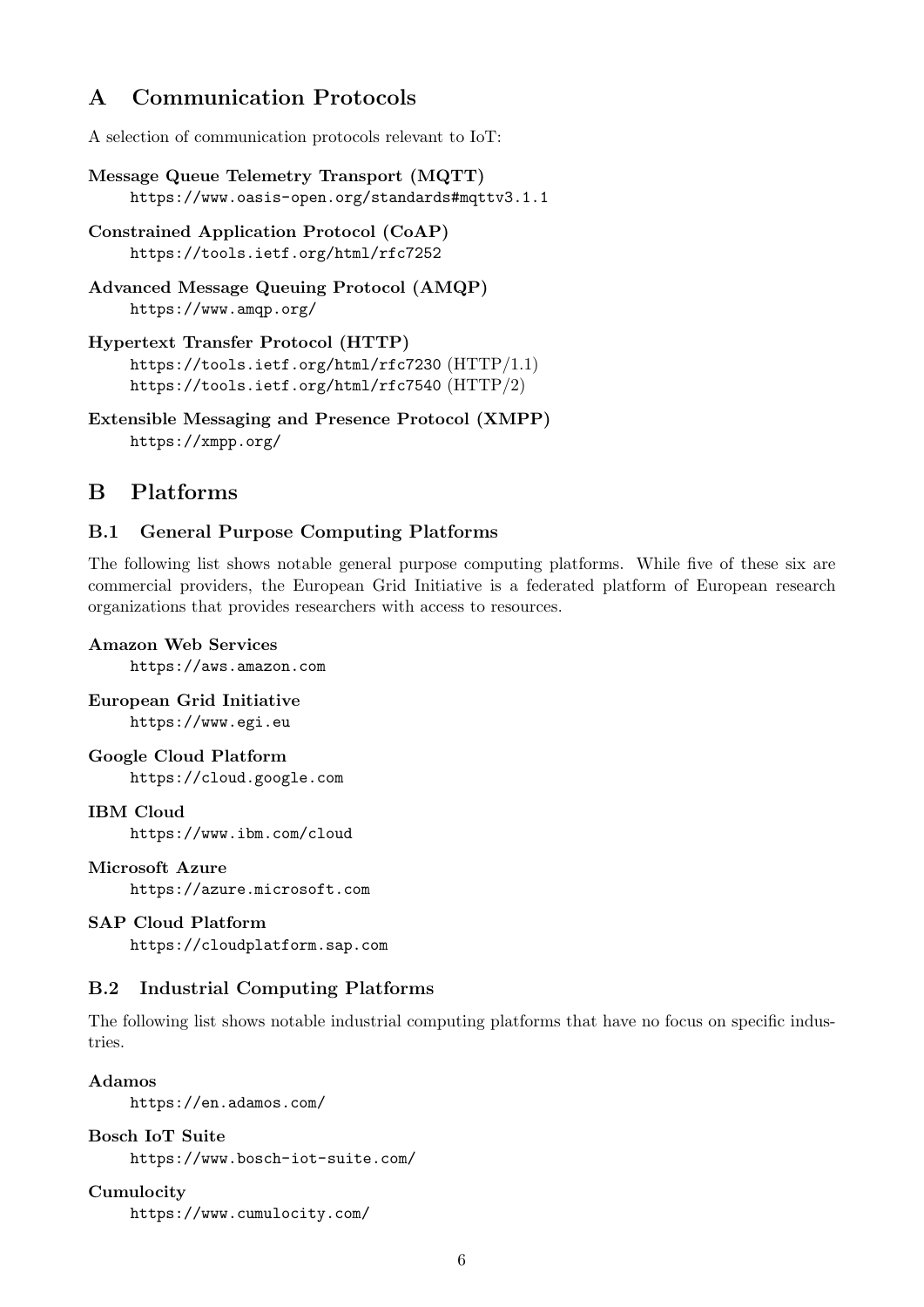# A Communication Protocols

A selection of communication protocols relevant to IoT:

**Message Queue Telemetry Transport (MQTT)**
`https://www.oasis-open.org/standards#mqttv3.1.1`

**Constrained Application Protocol (CoAP)**
`https://tools.ietf.org/html/rfc7252`

**Advanced Message Queuing Protocol (AMQP)**
`https://www.amqp.org/`

**Hypertext Transfer Protocol (HTTP)**
`https://tools.ietf.org/html/rfc7230` (HTTP/1.1)
`https://tools.ietf.org/html/rfc7540` (HTTP/2)

**Extensible Messaging and Presence Protocol (XMPP)**
`https://xmpp.org/`

# B Platforms

## B.1 General Purpose Computing Platforms

The following list shows notable general purpose computing platforms. While five of these six are commercial providers, the European Grid Initiative is a federated platform of European research organizations that provides researchers with access to resources.

**Amazon Web Services**
`https://aws.amazon.com`

**European Grid Initiative**
`https://www.egi.eu`

**Google Cloud Platform**
`https://cloud.google.com`

**IBM Cloud**
`https://www.ibm.com/cloud`

**Microsoft Azure**
`https://azure.microsoft.com`

**SAP Cloud Platform**
`https://cloudplatform.sap.com`

## B.2 Industrial Computing Platforms

The following list shows notable industrial computing platforms that have no focus on specific industries.

**Adamos**
`https://en.adamos.com/`

**Bosch IoT Suite**
`https://www.bosch-iot-suite.com/`

**Cumulocity**
`https://www.cumulocity.com/`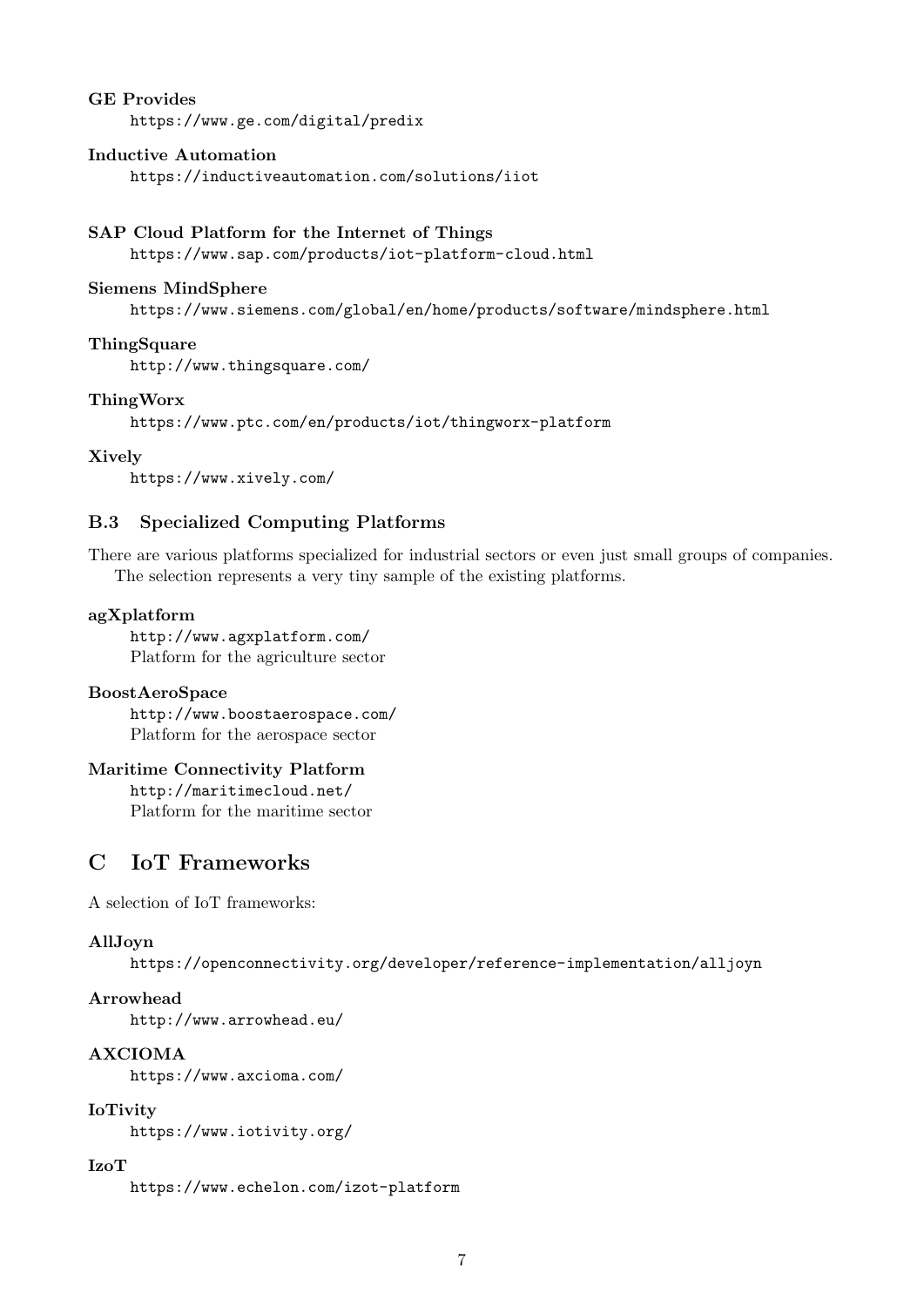**GE Provides**
: https://www.ge.com/digital/predix

**Inductive Automation**
: https://inductiveautomation.com/solutions/iiot

**SAP Cloud Platform for the Internet of Things**
: https://www.sap.com/products/iot-platform-cloud.html

**Siemens MindSphere**
: https://www.siemens.com/global/en/home/products/software/mindsphere.html

**ThingSquare**
: http://www.thingsquare.com/

**ThingWorx**
: https://www.ptc.com/en/products/iot/thingworx-platform

**Xively**
: https://www.xively.com/

### B.3 Specialized Computing Platforms

There are various platforms specialized for industrial sectors or even just small groups of companies. The selection represents a very tiny sample of the existing platforms.

**agXplatform**
: http://www.agxplatform.com/
Platform for the agriculture sector

**BoostAeroSpace**
: http://www.boostaerospace.com/
Platform for the aerospace sector

**Maritime Connectivity Platform**
: http://maritimecloud.net/
Platform for the maritime sector

## C IoT Frameworks

A selection of IoT frameworks:

**AllJoyn**
: https://openconnectivity.org/developer/reference-implementation/alljoyn

**Arrowhead**
: http://www.arrowhead.eu/

**AXCIOMA**
: https://www.axcioma.com/

**IoTivity**
: https://www.iotivity.org/

**IzoT**
: https://www.echelon.com/izot-platform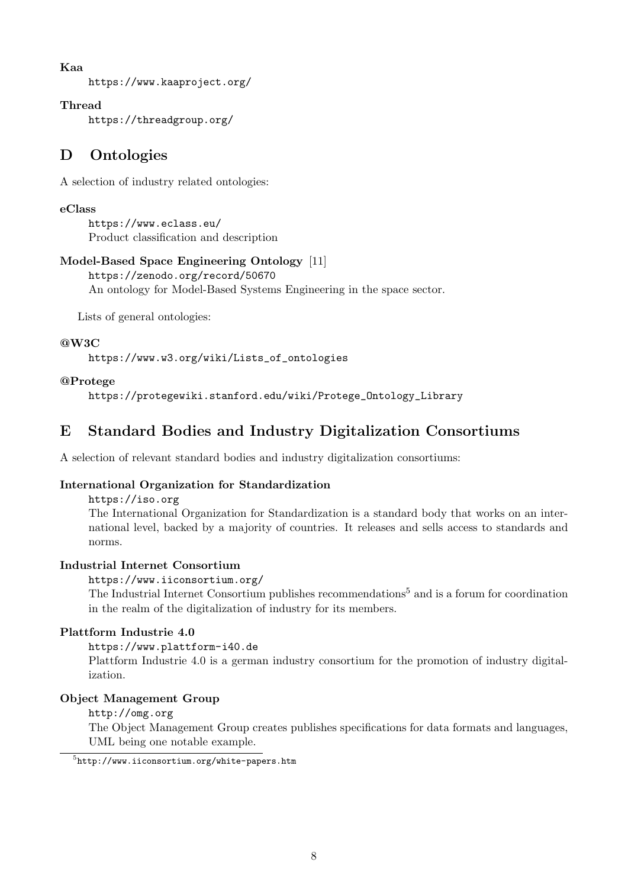**Kaa**

https://www.kaaproject.org/

**Thread**

https://threadgroup.org/

## D Ontologies

A selection of industry related ontologies:

**eClass**

https://www.eclass.eu/
Product classification and description

**Model-Based Space Engineering Ontology** [11]

https://zenodo.org/record/50670
An ontology for Model-Based Systems Engineering in the space sector.

Lists of general ontologies:

**@W3C**

https://www.w3.org/wiki/Lists_of_ontologies

**@Protege**

https://protegewiki.stanford.edu/wiki/Protege_Ontology_Library

## E Standard Bodies and Industry Digitalization Consortiums

A selection of relevant standard bodies and industry digitalization consortiums:

**International Organization for Standardization**

https://iso.org
The International Organization for Standardization is a standard body that works on an international level, backed by a majority of countries. It releases and sells access to standards and norms.

**Industrial Internet Consortium**

https://www.iiconsortium.org/
The Industrial Internet Consortium publishes recommendations[5] and is a forum for coordination in the realm of the digitalization of industry for its members.

**Plattform Industrie 4.0**

https://www.plattform-i40.de
Plattform Industrie 4.0 is a german industry consortium for the promotion of industry digitalization.

**Object Management Group**

http://omg.org
The Object Management Group creates publishes specifications for data formats and languages, UML being one notable example.

[5] http://www.iiconsortium.org/white-papers.htm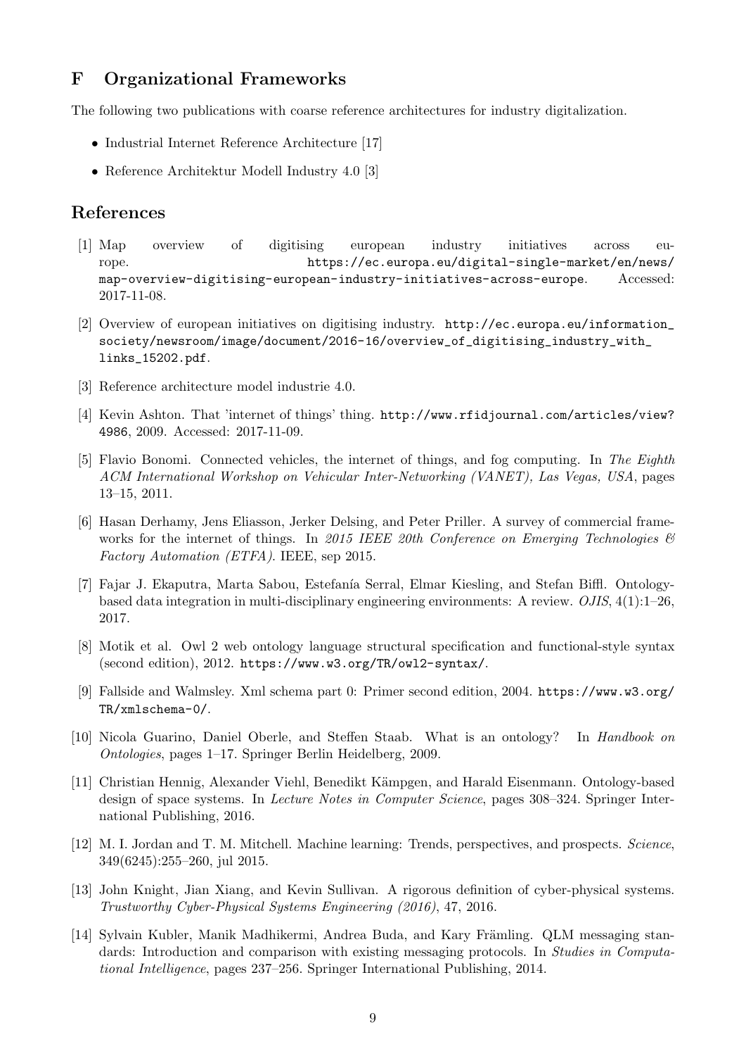## F Organizational Frameworks

The following two publications with coarse reference architectures for industry digitalization.

- Industrial Internet Reference Architecture [17]
- Reference Architektur Modell Industry 4.0 [3]

## References

[1] Map overview of digitising european industry initiatives across europe. https://ec.europa.eu/digital-single-market/en/news/map-overview-digitising-european-industry-initiatives-across-europe. Accessed: 2017-11-08.

[2] Overview of european initiatives on digitising industry. http://ec.europa.eu/information_society/newsroom/image/document/2016-16/overview_of_digitising_industry_with_links_15202.pdf.

[3] Reference architecture model industrie 4.0.

[4] Kevin Ashton. That 'internet of things' thing. http://www.rfidjournal.com/articles/view?4986, 2009. Accessed: 2017-11-09.

[5] Flavio Bonomi. Connected vehicles, the internet of things, and fog computing. In *The Eighth ACM International Workshop on Vehicular Inter-Networking (VANET), Las Vegas, USA*, pages 13–15, 2011.

[6] Hasan Derhamy, Jens Eliasson, Jerker Delsing, and Peter Priller. A survey of commercial frameworks for the internet of things. In *2015 IEEE 20th Conference on Emerging Technologies & Factory Automation (ETFA)*. IEEE, sep 2015.

[7] Fajar J. Ekaputra, Marta Sabou, Estefanía Serral, Elmar Kiesling, and Stefan Biffl. Ontology-based data integration in multi-disciplinary engineering environments: A review. *OJIS*, 4(1):1–26, 2017.

[8] Motik et al. Owl 2 web ontology language structural specification and functional-style syntax (second edition), 2012. https://www.w3.org/TR/owl2-syntax/.

[9] Fallside and Walmsley. Xml schema part 0: Primer second edition, 2004. https://www.w3.org/TR/xmlschema-0/.

[10] Nicola Guarino, Daniel Oberle, and Steffen Staab. What is an ontology? In *Handbook on Ontologies*, pages 1–17. Springer Berlin Heidelberg, 2009.

[11] Christian Hennig, Alexander Viehl, Benedikt Kämpgen, and Harald Eisenmann. Ontology-based design of space systems. In *Lecture Notes in Computer Science*, pages 308–324. Springer International Publishing, 2016.

[12] M. I. Jordan and T. M. Mitchell. Machine learning: Trends, perspectives, and prospects. *Science*, 349(6245):255–260, jul 2015.

[13] John Knight, Jian Xiang, and Kevin Sullivan. A rigorous definition of cyber-physical systems. *Trustworthy Cyber-Physical Systems Engineering (2016)*, 47, 2016.

[14] Sylvain Kubler, Manik Madhikermi, Andrea Buda, and Kary Främling. QLM messaging standards: Introduction and comparison with existing messaging protocols. In *Studies in Computational Intelligence*, pages 237–256. Springer International Publishing, 2014.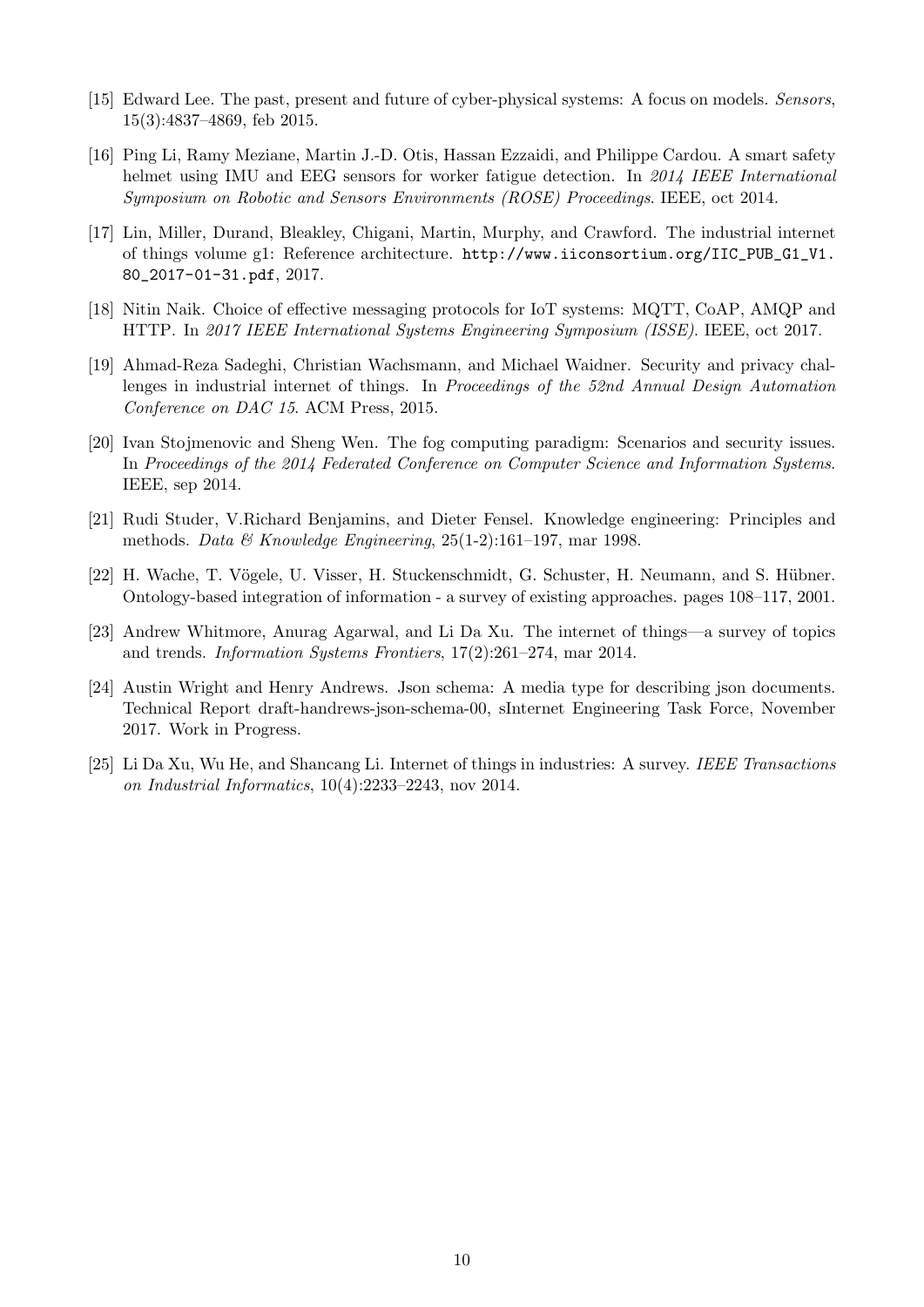[15] Edward Lee. The past, present and future of cyber-physical systems: A focus on models. *Sensors*, 15(3):4837–4869, feb 2015.

[16] Ping Li, Ramy Meziane, Martin J.-D. Otis, Hassan Ezzaidi, and Philippe Cardou. A smart safety helmet using IMU and EEG sensors for worker fatigue detection. In *2014 IEEE International Symposium on Robotic and Sensors Environments (ROSE) Proceedings*. IEEE, oct 2014.

[17] Lin, Miller, Durand, Bleakley, Chigani, Martin, Murphy, and Crawford. The industrial internet of things volume g1: Reference architecture. `http://www.iiconsortium.org/IIC_PUB_G1_V1.80_2017-01-31.pdf`, 2017.

[18] Nitin Naik. Choice of effective messaging protocols for IoT systems: MQTT, CoAP, AMQP and HTTP. In *2017 IEEE International Systems Engineering Symposium (ISSE)*. IEEE, oct 2017.

[19] Ahmad-Reza Sadeghi, Christian Wachsmann, and Michael Waidner. Security and privacy challenges in industrial internet of things. In *Proceedings of the 52nd Annual Design Automation Conference on DAC 15*. ACM Press, 2015.

[20] Ivan Stojmenovic and Sheng Wen. The fog computing paradigm: Scenarios and security issues. In *Proceedings of the 2014 Federated Conference on Computer Science and Information Systems*. IEEE, sep 2014.

[21] Rudi Studer, V.Richard Benjamins, and Dieter Fensel. Knowledge engineering: Principles and methods. *Data & Knowledge Engineering*, 25(1-2):161–197, mar 1998.

[22] H. Wache, T. Vögele, U. Visser, H. Stuckenschmidt, G. Schuster, H. Neumann, and S. Hübner. Ontology-based integration of information - a survey of existing approaches. pages 108–117, 2001.

[23] Andrew Whitmore, Anurag Agarwal, and Li Da Xu. The internet of things—a survey of topics and trends. *Information Systems Frontiers*, 17(2):261–274, mar 2014.

[24] Austin Wright and Henry Andrews. Json schema: A media type for describing json documents. Technical Report draft-handrews-json-schema-00, sInternet Engineering Task Force, November 2017. Work in Progress.

[25] Li Da Xu, Wu He, and Shancang Li. Internet of things in industries: A survey. *IEEE Transactions on Industrial Informatics*, 10(4):2233–2243, nov 2014.